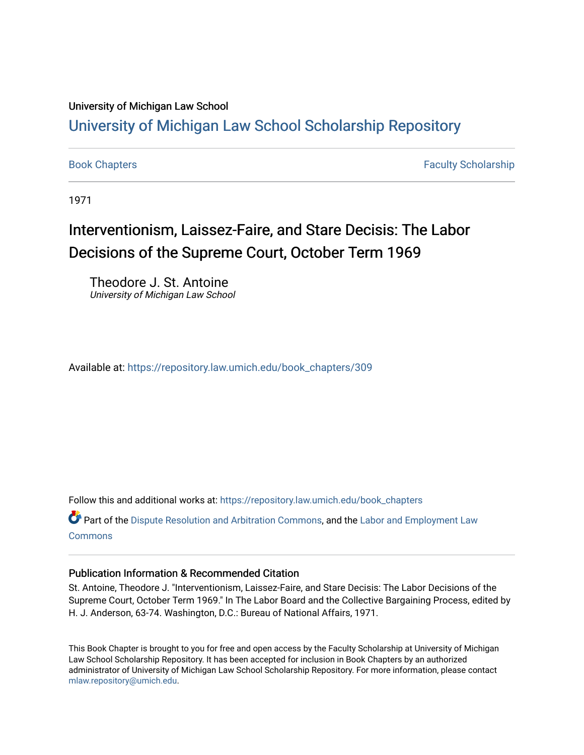University of Michigan Law School

# University of Michigan Law School Scholarship Repository

Book Chapters | Faculty Scholarship

1971

## Interventionism, Laissez-Faire, and Stare Decisis: The Labor Decisions of the Supreme Court, October Term 1969

Theodore J. St. Antoine
*University of Michigan Law School*

Available at: https://repository.law.umich.edu/book_chapters/309

Follow this and additional works at: https://repository.law.umich.edu/book_chapters

Part of the Dispute Resolution and Arbitration Commons, and the Labor and Employment Law Commons

### Publication Information & Recommended Citation

St. Antoine, Theodore J. "Interventionism, Laissez-Faire, and Stare Decisis: The Labor Decisions of the Supreme Court, October Term 1969." In The Labor Board and the Collective Bargaining Process, edited by H. J. Anderson, 63-74. Washington, D.C.: Bureau of National Affairs, 1971.

This Book Chapter is brought to you for free and open access by the Faculty Scholarship at University of Michigan Law School Scholarship Repository. It has been accepted for inclusion in Book Chapters by an authorized administrator of University of Michigan Law School Scholarship Repository. For more information, please contact mlaw.repository@umich.edu.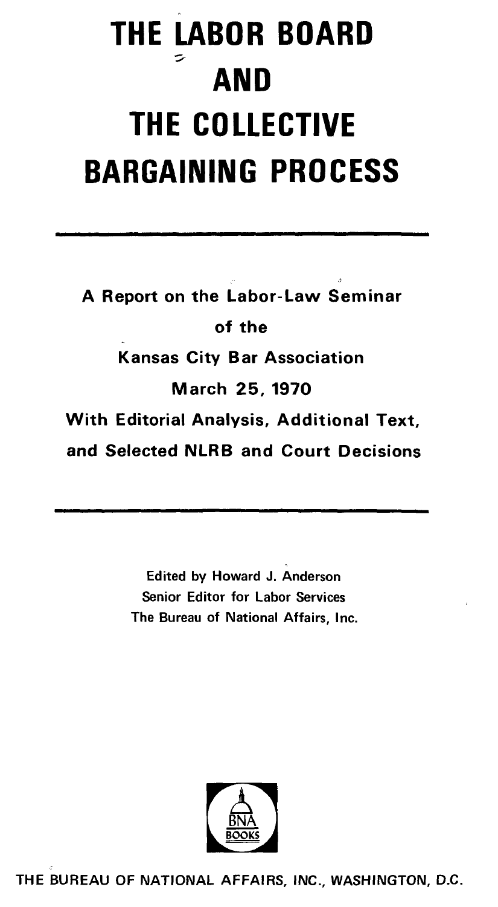# THE LABOR BOARD AND THE COLLECTIVE BARGAINING PROCESS

**A Report on the Labor-Law Seminar of the Kansas City Bar Association March 25, 1970 With Editorial Analysis, Additional Text, and Selected NLRB and Court Decisions**

Edited by Howard J. Anderson
Senior Editor for Labor Services
The Bureau of National Affairs, Inc.

BNA BOOKS

THE BUREAU OF NATIONAL AFFAIRS, INC., WASHINGTON, D.C.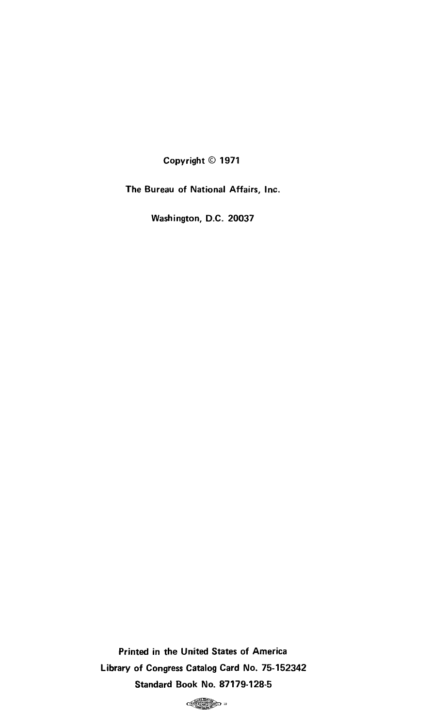Copyright © 1971

The Bureau of National Affairs, Inc.

Washington, D.C. 20037

Printed in the United States of America

Library of Congress Catalog Card No. 75-152342

Standard Book No. 87179-128-5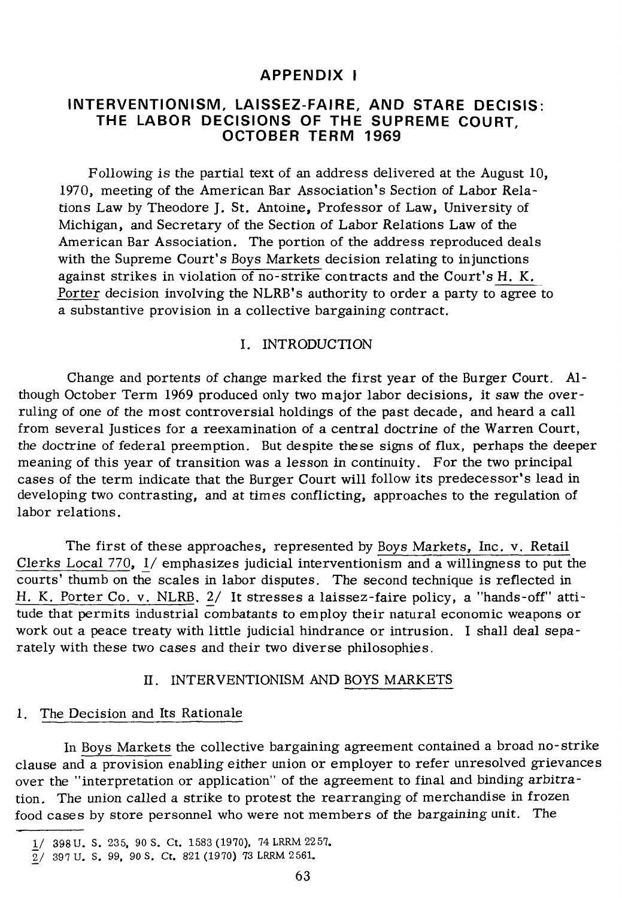# APPENDIX I

## INTERVENTIONISM, LAISSEZ-FAIRE, AND STARE DECISIS: THE LABOR DECISIONS OF THE SUPREME COURT, OCTOBER TERM 1969

Following is the partial text of an address delivered at the August 10, 1970, meeting of the American Bar Association's Section of Labor Relations Law by Theodore J. St. Antoine, Professor of Law, University of Michigan, and Secretary of the Section of Labor Relations Law of the American Bar Association. The portion of the address reproduced deals with the Supreme Court's Boys Markets decision relating to injunctions against strikes in violation of no-strike contracts and the Court's H. K. Porter decision involving the NLRB's authority to order a party to agree to a substantive provision in a collective bargaining contract.

### I. INTRODUCTION

Change and portents of change marked the first year of the Burger Court. Although October Term 1969 produced only two major labor decisions, it saw the overruling of one of the most controversial holdings of the past decade, and heard a call from several Justices for a reexamination of a central doctrine of the Warren Court, the doctrine of federal preemption. But despite these signs of flux, perhaps the deeper meaning of this year of transition was a lesson in continuity. For the two principal cases of the term indicate that the Burger Court will follow its predecessor's lead in developing two contrasting, and at times conflicting, approaches to the regulation of labor relations.

The first of these approaches, represented by Boys Markets, Inc. v. Retail Clerks Local 770, 1/ emphasizes judicial interventionism and a willingness to put the courts' thumb on the scales in labor disputes. The second technique is reflected in H. K. Porter Co. v. NLRB. 2/ It stresses a laissez-faire policy, a "hands-off" attitude that permits industrial combatants to employ their natural economic weapons or work out a peace treaty with little judicial hindrance or intrusion. I shall deal separately with these two cases and their two diverse philosophies.

### II. INTERVENTIONISM AND BOYS MARKETS

#### 1. The Decision and Its Rationale

In Boys Markets the collective bargaining agreement contained a broad no-strike clause and a provision enabling either union or employer to refer unresolved grievances over the "interpretation or application" of the agreement to final and binding arbitration. The union called a strike to protest the rearranging of merchandise in frozen food cases by store personnel who were not members of the bargaining unit. The

---

1/ 398 U. S. 235, 90 S. Ct. 1583 (1970), 74 LRRM 2257.

2/ 397 U. S. 99, 90 S. Ct. 821 (1970) 73 LRRM 2561.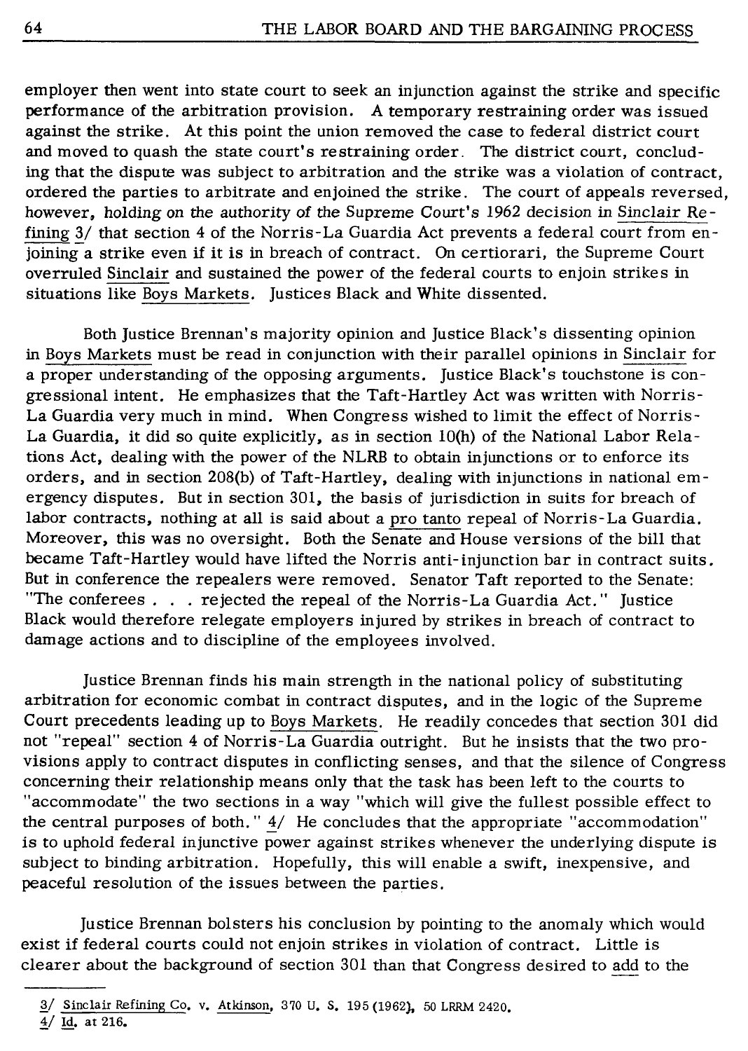employer then went into state court to seek an injunction against the strike and specific performance of the arbitration provision. A temporary restraining order was issued against the strike. At this point the union removed the case to federal district court and moved to quash the state court's restraining order. The district court, concluding that the dispute was subject to arbitration and the strike was a violation of contract, ordered the parties to arbitrate and enjoined the strike. The court of appeals reversed, however, holding on the authority of the Supreme Court's 1962 decision in Sinclair Refining 3/ that section 4 of the Norris-La Guardia Act prevents a federal court from enjoining a strike even if it is in breach of contract. On certiorari, the Supreme Court overruled Sinclair and sustained the power of the federal courts to enjoin strikes in situations like Boys Markets. Justices Black and White dissented.

Both Justice Brennan's majority opinion and Justice Black's dissenting opinion in Boys Markets must be read in conjunction with their parallel opinions in Sinclair for a proper understanding of the opposing arguments. Justice Black's touchstone is congressional intent. He emphasizes that the Taft-Hartley Act was written with Norris-La Guardia very much in mind. When Congress wished to limit the effect of Norris-La Guardia, it did so quite explicitly, as in section 10(h) of the National Labor Relations Act, dealing with the power of the NLRB to obtain injunctions or to enforce its orders, and in section 208(b) of Taft-Hartley, dealing with injunctions in national emergency disputes. But in section 301, the basis of jurisdiction in suits for breach of labor contracts, nothing at all is said about a pro tanto repeal of Norris-La Guardia. Moreover, this was no oversight. Both the Senate and House versions of the bill that became Taft-Hartley would have lifted the Norris anti-injunction bar in contract suits. But in conference the repealers were removed. Senator Taft reported to the Senate: "The conferees . . . rejected the repeal of the Norris-La Guardia Act." Justice Black would therefore relegate employers injured by strikes in breach of contract to damage actions and to discipline of the employees involved.

Justice Brennan finds his main strength in the national policy of substituting arbitration for economic combat in contract disputes, and in the logic of the Supreme Court precedents leading up to Boys Markets. He readily concedes that section 301 did not "repeal" section 4 of Norris-La Guardia outright. But he insists that the two provisions apply to contract disputes in conflicting senses, and that the silence of Congress concerning their relationship means only that the task has been left to the courts to "accommodate" the two sections in a way "which will give the fullest possible effect to the central purposes of both." 4/ He concludes that the appropriate "accommodation" is to uphold federal injunctive power against strikes whenever the underlying dispute is subject to binding arbitration. Hopefully, this will enable a swift, inexpensive, and peaceful resolution of the issues between the parties.

Justice Brennan bolsters his conclusion by pointing to the anomaly which would exist if federal courts could not enjoin strikes in violation of contract. Little is clearer about the background of section 301 than that Congress desired to add to the

---

3/ Sinclair Refining Co. v. Atkinson, 370 U. S. 195 (1962), 50 LRRM 2420.

4/ Id. at 216.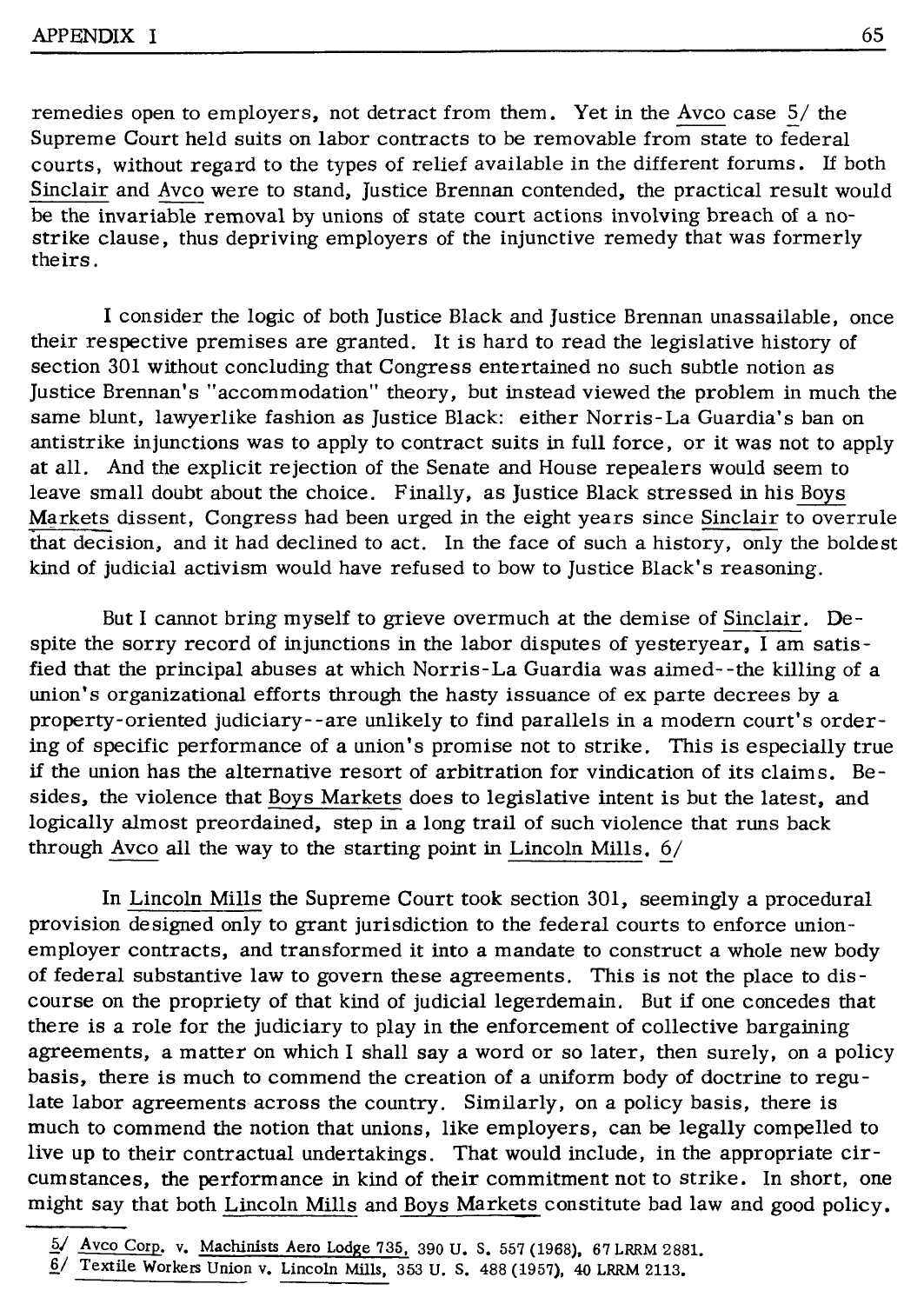remedies open to employers, not detract from them. Yet in the Avco case 5/ the Supreme Court held suits on labor contracts to be removable from state to federal courts, without regard to the types of relief available in the different forums. If both Sinclair and Avco were to stand, Justice Brennan contended, the practical result would be the invariable removal by unions of state court actions involving breach of a no-strike clause, thus depriving employers of the injunctive remedy that was formerly theirs.

I consider the logic of both Justice Black and Justice Brennan unassailable, once their respective premises are granted. It is hard to read the legislative history of section 301 without concluding that Congress entertained no such subtle notion as Justice Brennan's "accommodation" theory, but instead viewed the problem in much the same blunt, lawyerlike fashion as Justice Black: either Norris-La Guardia's ban on antistrike injunctions was to apply to contract suits in full force, or it was not to apply at all. And the explicit rejection of the Senate and House repealers would seem to leave small doubt about the choice. Finally, as Justice Black stressed in his Boys Markets dissent, Congress had been urged in the eight years since Sinclair to overrule that decision, and it had declined to act. In the face of such a history, only the boldest kind of judicial activism would have refused to bow to Justice Black's reasoning.

But I cannot bring myself to grieve overmuch at the demise of Sinclair. Despite the sorry record of injunctions in the labor disputes of yesteryear, I am satisfied that the principal abuses at which Norris-La Guardia was aimed--the killing of a union's organizational efforts through the hasty issuance of ex parte decrees by a property-oriented judiciary--are unlikely to find parallels in a modern court's ordering of specific performance of a union's promise not to strike. This is especially true if the union has the alternative resort of arbitration for vindication of its claims. Besides, the violence that Boys Markets does to legislative intent is but the latest, and logically almost preordained, step in a long trail of such violence that runs back through Avco all the way to the starting point in Lincoln Mills. 6/

In Lincoln Mills the Supreme Court took section 301, seemingly a procedural provision designed only to grant jurisdiction to the federal courts to enforce union-employer contracts, and transformed it into a mandate to construct a whole new body of federal substantive law to govern these agreements. This is not the place to discourse on the propriety of that kind of judicial legerdemain. But if one concedes that there is a role for the judiciary to play in the enforcement of collective bargaining agreements, a matter on which I shall say a word or so later, then surely, on a policy basis, there is much to commend the creation of a uniform body of doctrine to regulate labor agreements across the country. Similarly, on a policy basis, there is much to commend the notion that unions, like employers, can be legally compelled to live up to their contractual undertakings. That would include, in the appropriate circumstances, the performance in kind of their commitment not to strike. In short, one might say that both Lincoln Mills and Boys Markets constitute bad law and good policy.

---

5/ Avco Corp. v. Machinists Aero Lodge 735, 390 U. S. 557 (1968), 67 LRRM 2881.

6/ Textile Workers Union v. Lincoln Mills, 353 U. S. 488 (1957), 40 LRRM 2113.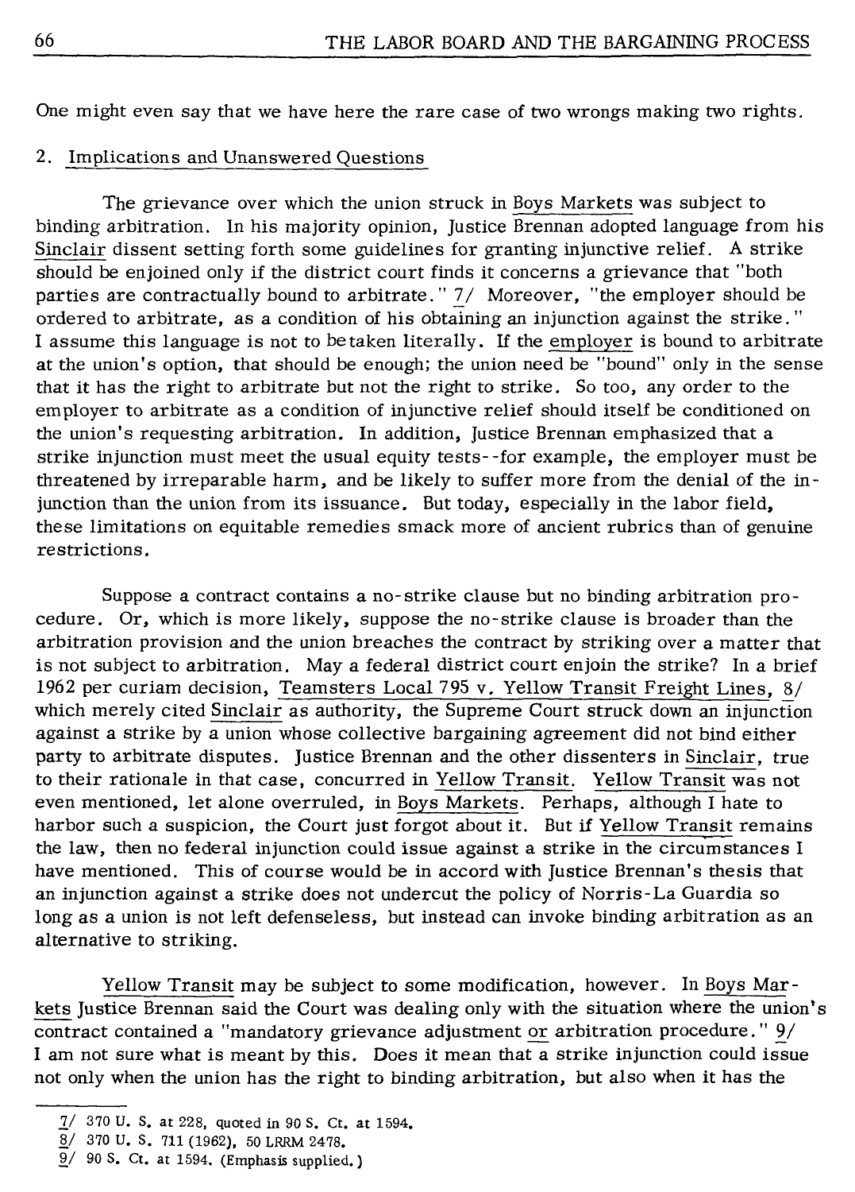One might even say that we have here the rare case of two wrongs making two rights.

## 2. Implications and Unanswered Questions

The grievance over which the union struck in Boys Markets was subject to binding arbitration. In his majority opinion, Justice Brennan adopted language from his Sinclair dissent setting forth some guidelines for granting injunctive relief. A strike should be enjoined only if the district court finds it concerns a grievance that "both parties are contractually bound to arbitrate." 7/ Moreover, "the employer should be ordered to arbitrate, as a condition of his obtaining an injunction against the strike." I assume this language is not to be taken literally. If the employer is bound to arbitrate at the union's option, that should be enough; the union need be "bound" only in the sense that it has the right to arbitrate but not the right to strike. So too, any order to the employer to arbitrate as a condition of injunctive relief should itself be conditioned on the union's requesting arbitration. In addition, Justice Brennan emphasized that a strike injunction must meet the usual equity tests--for example, the employer must be threatened by irreparable harm, and be likely to suffer more from the denial of the injunction than the union from its issuance. But today, especially in the labor field, these limitations on equitable remedies smack more of ancient rubrics than of genuine restrictions.

Suppose a contract contains a no-strike clause but no binding arbitration procedure. Or, which is more likely, suppose the no-strike clause is broader than the arbitration provision and the union breaches the contract by striking over a matter that is not subject to arbitration. May a federal district court enjoin the strike? In a brief 1962 per curiam decision, Teamsters Local 795 v. Yellow Transit Freight Lines, 8/ which merely cited Sinclair as authority, the Supreme Court struck down an injunction against a strike by a union whose collective bargaining agreement did not bind either party to arbitrate disputes. Justice Brennan and the other dissenters in Sinclair, true to their rationale in that case, concurred in Yellow Transit. Yellow Transit was not even mentioned, let alone overruled, in Boys Markets. Perhaps, although I hate to harbor such a suspicion, the Court just forgot about it. But if Yellow Transit remains the law, then no federal injunction could issue against a strike in the circumstances I have mentioned. This of course would be in accord with Justice Brennan's thesis that an injunction against a strike does not undercut the policy of Norris-La Guardia so long as a union is not left defenseless, but instead can invoke binding arbitration as an alternative to striking.

Yellow Transit may be subject to some modification, however. In Boys Markets Justice Brennan said the Court was dealing only with the situation where the union's contract contained a "mandatory grievance adjustment *or* arbitration procedure." 9/ I am not sure what is meant by this. Does it mean that a strike injunction could issue not only when the union has the right to binding arbitration, but also when it has the

---

7/ 370 U. S. at 228, quoted in 90 S. Ct. at 1594.

8/ 370 U. S. 711 (1962), 50 LRRM 2478.

9/ 90 S. Ct. at 1594. (Emphasis supplied.)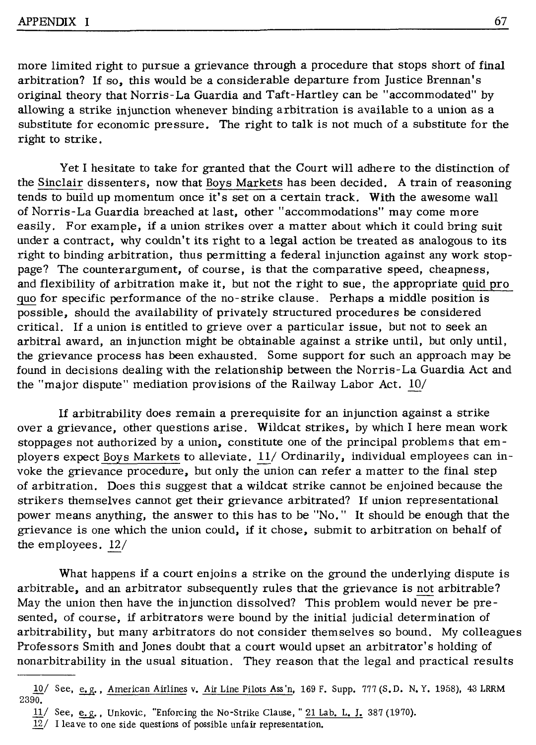more limited right to pursue a grievance through a procedure that stops short of final arbitration? If so, this would be a considerable departure from Justice Brennan's original theory that Norris-La Guardia and Taft-Hartley can be "accommodated" by allowing a strike injunction whenever binding arbitration is available to a union as a substitute for economic pressure. The right to talk is not much of a substitute for the right to strike.

Yet I hesitate to take for granted that the Court will adhere to the distinction of the Sinclair dissenters, now that Boys Markets has been decided. A train of reasoning tends to build up momentum once it's set on a certain track. With the awesome wall of Norris-La Guardia breached at last, other "accommodations" may come more easily. For example, if a union strikes over a matter about which it could bring suit under a contract, why couldn't its right to a legal action be treated as analogous to its right to binding arbitration, thus permitting a federal injunction against any work stoppage? The counterargument, of course, is that the comparative speed, cheapness, and flexibility of arbitration make it, but not the right to sue, the appropriate quid pro quo for specific performance of the no-strike clause. Perhaps a middle position is possible, should the availability of privately structured procedures be considered critical. If a union is entitled to grieve over a particular issue, but not to seek an arbitral award, an injunction might be obtainable against a strike until, but only until, the grievance process has been exhausted. Some support for such an approach may be found in decisions dealing with the relationship between the Norris-La Guardia Act and the "major dispute" mediation provisions of the Railway Labor Act. [10]

If arbitrability does remain a prerequisite for an injunction against a strike over a grievance, other questions arise. Wildcat strikes, by which I here mean work stoppages not authorized by a union, constitute one of the principal problems that employers expect Boys Markets to alleviate. [11] Ordinarily, individual employees can invoke the grievance procedure, but only the union can refer a matter to the final step of arbitration. Does this suggest that a wildcat strike cannot be enjoined because the strikers themselves cannot get their grievance arbitrated? If union representational power means anything, the answer to this has to be "No." It should be enough that the grievance is one which the union could, if it chose, submit to arbitration on behalf of the employees. [12]

What happens if a court enjoins a strike on the ground the underlying dispute is arbitrable, and an arbitrator subsequently rules that the grievance is not arbitrable? May the union then have the injunction dissolved? This problem would never be presented, of course, if arbitrators were bound by the initial judicial determination of arbitrability, but many arbitrators do not consider themselves so bound. My colleagues Professors Smith and Jones doubt that a court would upset an arbitrator's holding of nonarbitrability in the usual situation. They reason that the legal and practical results

---

10/ See, e.g., American Airlines v. Air Line Pilots Ass'n, 169 F. Supp. 777 (S.D. N.Y. 1958), 43 LRRM 2390.

11/ See, e.g., Unkovic, "Enforcing the No-Strike Clause," 21 Lab. L. J. 387 (1970).

12/ I leave to one side questions of possible unfair representation.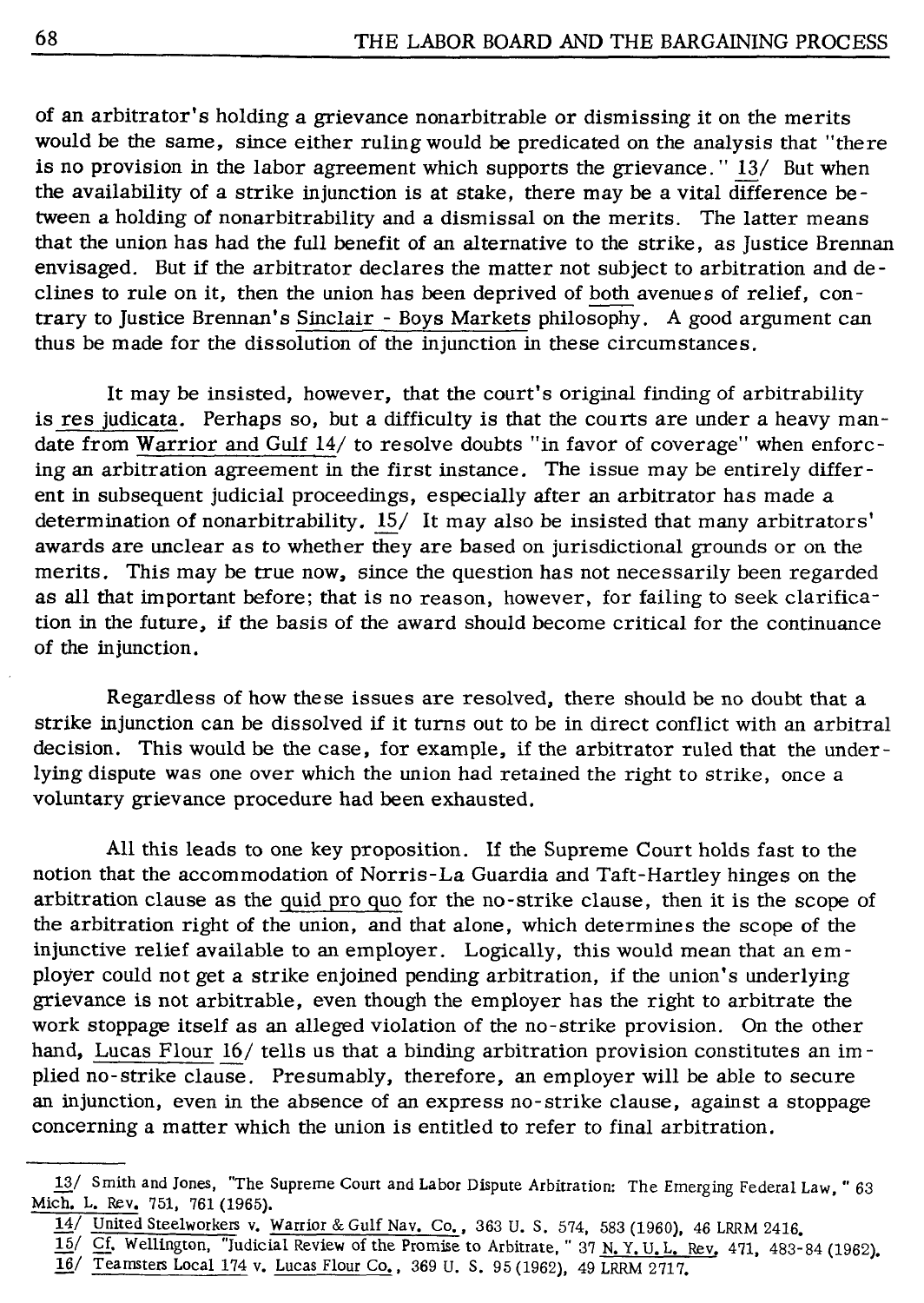of an arbitrator's holding a grievance nonarbitrable or dismissing it on the merits would be the same, since either ruling would be predicated on the analysis that "there is no provision in the labor agreement which supports the grievance." 13/ But when the availability of a strike injunction is at stake, there may be a vital difference between a holding of nonarbitrability and a dismissal on the merits. The latter means that the union has had the full benefit of an alternative to the strike, as Justice Brennan envisaged. But if the arbitrator declares the matter not subject to arbitration and declines to rule on it, then the union has been deprived of both avenues of relief, contrary to Justice Brennan's Sinclair - Boys Markets philosophy. A good argument can thus be made for the dissolution of the injunction in these circumstances.

It may be insisted, however, that the court's original finding of arbitrability is res judicata. Perhaps so, but a difficulty is that the courts are under a heavy mandate from Warrior and Gulf 14/ to resolve doubts "in favor of coverage" when enforcing an arbitration agreement in the first instance. The issue may be entirely different in subsequent judicial proceedings, especially after an arbitrator has made a determination of nonarbitrability. 15/ It may also be insisted that many arbitrators' awards are unclear as to whether they are based on jurisdictional grounds or on the merits. This may be true now, since the question has not necessarily been regarded as all that important before; that is no reason, however, for failing to seek clarification in the future, if the basis of the award should become critical for the continuance of the injunction.

Regardless of how these issues are resolved, there should be no doubt that a strike injunction can be dissolved if it turns out to be in direct conflict with an arbitral decision. This would be the case, for example, if the arbitrator ruled that the underlying dispute was one over which the union had retained the right to strike, once a voluntary grievance procedure had been exhausted.

All this leads to one key proposition. If the Supreme Court holds fast to the notion that the accommodation of Norris-La Guardia and Taft-Hartley hinges on the arbitration clause as the quid pro quo for the no-strike clause, then it is the scope of the arbitration right of the union, and that alone, which determines the scope of the injunctive relief available to an employer. Logically, this would mean that an employer could not get a strike enjoined pending arbitration, if the union's underlying grievance is not arbitrable, even though the employer has the right to arbitrate the work stoppage itself as an alleged violation of the no-strike provision. On the other hand, Lucas Flour 16/ tells us that a binding arbitration provision constitutes an implied no-strike clause. Presumably, therefore, an employer will be able to secure an injunction, even in the absence of an express no-strike clause, against a stoppage concerning a matter which the union is entitled to refer to final arbitration.

---

13/ Smith and Jones, "The Supreme Court and Labor Dispute Arbitration: The Emerging Federal Law," 63 Mich. L. Rev. 751, 761 (1965).

14/ United Steelworkers v. Warrior & Gulf Nav. Co., 363 U. S. 574, 583 (1960), 46 LRRM 2416.

15/ Cf. Wellington, "Judicial Review of the Promise to Arbitrate," 37 N. Y. U. L. Rev. 471, 483-84 (1962).

16/ Teamsters Local 174 v. Lucas Flour Co., 369 U. S. 95 (1962), 49 LRRM 2717.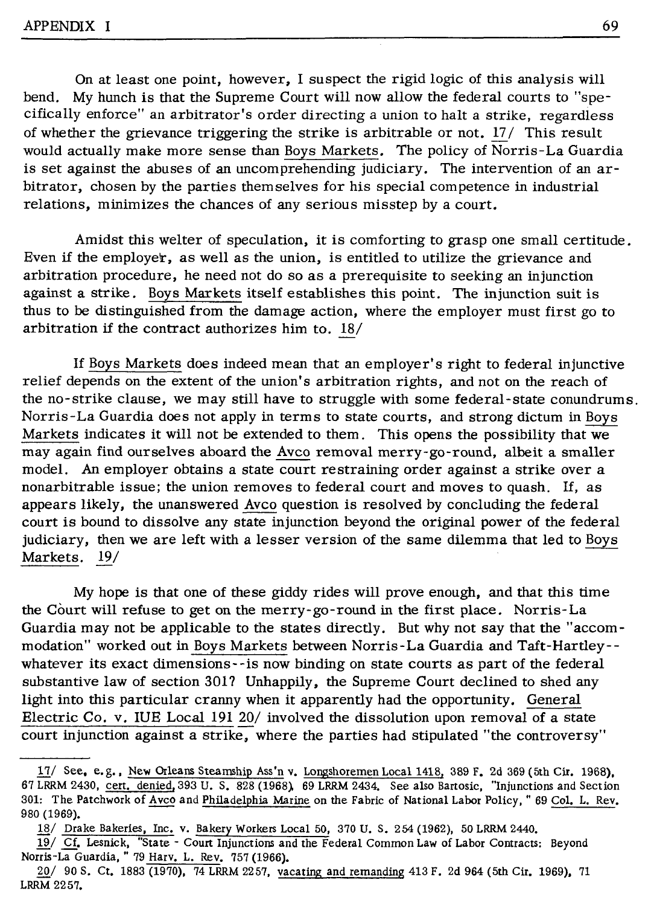On at least one point, however, I suspect the rigid logic of this analysis will bend. My hunch is that the Supreme Court will now allow the federal courts to "specifically enforce" an arbitrator's order directing a union to halt a strike, regardless of whether the grievance triggering the strike is arbitrable or not. 17/ This result would actually make more sense than Boys Markets. The policy of Norris-La Guardia is set against the abuses of an uncomprehending judiciary. The intervention of an arbitrator, chosen by the parties themselves for his special competence in industrial relations, minimizes the chances of any serious misstep by a court.

Amidst this welter of speculation, it is comforting to grasp one small certitude. Even if the employer, as well as the union, is entitled to utilize the grievance and arbitration procedure, he need not do so as a prerequisite to seeking an injunction against a strike. Boys Markets itself establishes this point. The injunction suit is thus to be distinguished from the damage action, where the employer must first go to arbitration if the contract authorizes him to. 18/

If Boys Markets does indeed mean that an employer's right to federal injunctive relief depends on the extent of the union's arbitration rights, and not on the reach of the no-strike clause, we may still have to struggle with some federal-state conundrums. Norris-La Guardia does not apply in terms to state courts, and strong dictum in Boys Markets indicates it will not be extended to them. This opens the possibility that we may again find ourselves aboard the Avco removal merry-go-round, albeit a smaller model. An employer obtains a state court restraining order against a strike over a nonarbitrable issue; the union removes to federal court and moves to quash. If, as appears likely, the unanswered Avco question is resolved by concluding the federal court is bound to dissolve any state injunction beyond the original power of the federal judiciary, then we are left with a lesser version of the same dilemma that led to Boys Markets. 19/

My hope is that one of these giddy rides will prove enough, and that this time the Court will refuse to get on the merry-go-round in the first place. Norris-La Guardia may not be applicable to the states directly. But why not say that the "accommodation" worked out in Boys Markets between Norris-La Guardia and Taft-Hartley--whatever its exact dimensions--is now binding on state courts as part of the federal substantive law of section 301? Unhappily, the Supreme Court declined to shed any light into this particular cranny when it apparently had the opportunity. General Electric Co. v. IUE Local 191 20/ involved the dissolution upon removal of a state court injunction against a strike, where the parties had stipulated "the controversy"

---

17/ See, e.g., New Orleans Steamship Ass'n v. Longshoremen Local 1418, 389 F. 2d 369 (5th Cir. 1968), 67 LRRM 2430, cert. denied, 393 U. S. 828 (1968), 69 LRRM 2434. See also Bartosic, "Injunctions and Section 301: The Patchwork of Avco and Philadelphia Marine on the Fabric of National Labor Policy," 69 Col. L. Rev. 980 (1969).

18/ Drake Bakeries, Inc. v. Bakery Workers Local 50, 370 U. S. 254 (1962), 50 LRRM 2440.

19/ Cf. Lesnick, "State - Court Injunctions and the Federal Common Law of Labor Contracts: Beyond Norris-La Guardia," 79 Harv. L. Rev. 757 (1966).

20/ 90 S. Ct. 1883 (1970), 74 LRRM 2257, vacating and remanding 413 F. 2d 964 (5th Cir. 1969), 71 LRRM 2257.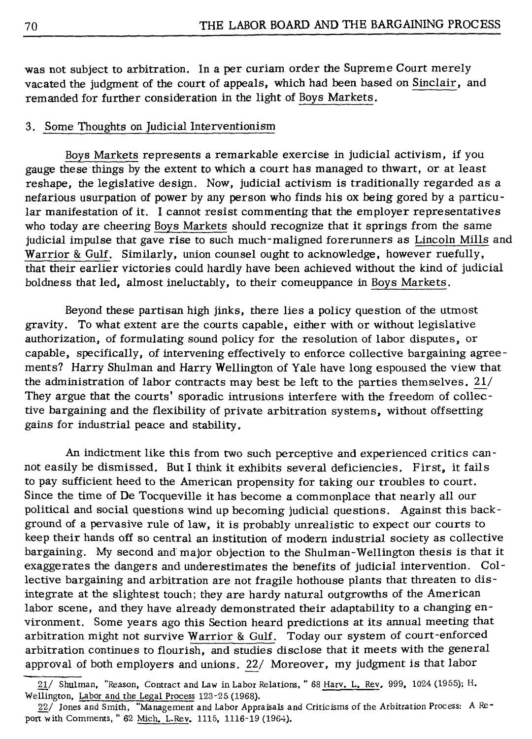was not subject to arbitration. In a per curiam order the Supreme Court merely vacated the judgment of the court of appeals, which had been based on Sinclair, and remanded for further consideration in the light of Boys Markets.

### 3. Some Thoughts on Judicial Interventionism

Boys Markets represents a remarkable exercise in judicial activism, if you gauge these things by the extent to which a court has managed to thwart, or at least reshape, the legislative design. Now, judicial activism is traditionally regarded as a nefarious usurpation of power by any person who finds his ox being gored by a particular manifestation of it. I cannot resist commenting that the employer representatives who today are cheering Boys Markets should recognize that it springs from the same judicial impulse that gave rise to such much-maligned forerunners as Lincoln Mills and Warrior & Gulf. Similarly, union counsel ought to acknowledge, however ruefully, that their earlier victories could hardly have been achieved without the kind of judicial boldness that led, almost ineluctably, to their comeuppance in Boys Markets.

Beyond these partisan high jinks, there lies a policy question of the utmost gravity. To what extent are the courts capable, either with or without legislative authorization, of formulating sound policy for the resolution of labor disputes, or capable, specifically, of intervening effectively to enforce collective bargaining agreements? Harry Shulman and Harry Wellington of Yale have long espoused the view that the administration of labor contracts may best be left to the parties themselves. 21/ They argue that the courts' sporadic intrusions interfere with the freedom of collective bargaining and the flexibility of private arbitration systems, without offsetting gains for industrial peace and stability.

An indictment like this from two such perceptive and experienced critics cannot easily be dismissed. But I think it exhibits several deficiencies. First, it fails to pay sufficient heed to the American propensity for taking our troubles to court. Since the time of De Tocqueville it has become a commonplace that nearly all our political and social questions wind up becoming judicial questions. Against this background of a pervasive rule of law, it is probably unrealistic to expect our courts to keep their hands off so central an institution of modern industrial society as collective bargaining. My second and major objection to the Shulman-Wellington thesis is that it exaggerates the dangers and underestimates the benefits of judicial intervention. Collective bargaining and arbitration are not fragile hothouse plants that threaten to disintegrate at the slightest touch; they are hardy natural outgrowths of the American labor scene, and they have already demonstrated their adaptability to a changing environment. Some years ago this Section heard predictions at its annual meeting that arbitration might not survive Warrior & Gulf. Today our system of court-enforced arbitration continues to flourish, and studies disclose that it meets with the general approval of both employers and unions. 22/ Moreover, my judgment is that labor

---

21/ Shulman, "Reason, Contract and Law in Labor Relations," 68 Harv. L. Rev. 999, 1024 (1955); H. Wellington, Labor and the Legal Process 123-25 (1968).

22/ Jones and Smith, "Management and Labor Appraisals and Criticisms of the Arbitration Process: A Report with Comments," 62 Mich. L.Rev. 1115, 1116-19 (1964).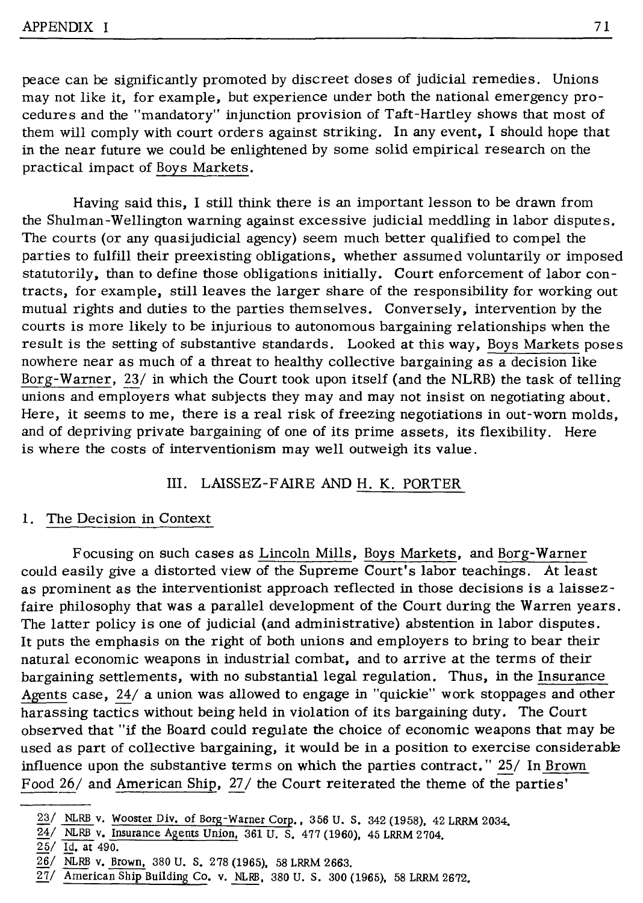peace can be significantly promoted by discreet doses of judicial remedies. Unions may not like it, for example, but experience under both the national emergency procedures and the "mandatory" injunction provision of Taft-Hartley shows that most of them will comply with court orders against striking. In any event, I should hope that in the near future we could be enlightened by some solid empirical research on the practical impact of Boys Markets.

Having said this, I still think there is an important lesson to be drawn from the Shulman-Wellington warning against excessive judicial meddling in labor disputes. The courts (or any quasijudicial agency) seem much better qualified to compel the parties to fulfill their preexisting obligations, whether assumed voluntarily or imposed statutorily, than to define those obligations initially. Court enforcement of labor contracts, for example, still leaves the larger share of the responsibility for working out mutual rights and duties to the parties themselves. Conversely, intervention by the courts is more likely to be injurious to autonomous bargaining relationships when the result is the setting of substantive standards. Looked at this way, Boys Markets poses nowhere near as much of a threat to healthy collective bargaining as a decision like Borg-Warner, 23/ in which the Court took upon itself (and the NLRB) the task of telling unions and employers what subjects they may and may not insist on negotiating about. Here, it seems to me, there is a real risk of freezing negotiations in out-worn molds, and of depriving private bargaining of one of its prime assets, its flexibility. Here is where the costs of interventionism may well outweigh its value.

## III. LAISSEZ-FAIRE AND H. K. PORTER

### 1. The Decision in Context

Focusing on such cases as Lincoln Mills, Boys Markets, and Borg-Warner could easily give a distorted view of the Supreme Court's labor teachings. At least as prominent as the interventionist approach reflected in those decisions is a laissez-faire philosophy that was a parallel development of the Court during the Warren years. The latter policy is one of judicial (and administrative) abstention in labor disputes. It puts the emphasis on the right of both unions and employers to bring to bear their natural economic weapons in industrial combat, and to arrive at the terms of their bargaining settlements, with no substantial legal regulation. Thus, in the Insurance Agents case, 24/ a union was allowed to engage in "quickie" work stoppages and other harassing tactics without being held in violation of its bargaining duty. The Court observed that "if the Board could regulate the choice of economic weapons that may be used as part of collective bargaining, it would be in a position to exercise considerable influence upon the substantive terms on which the parties contract." 25/ In Brown Food 26/ and American Ship, 27/ the Court reiterated the theme of the parties'

---

23/ NLRB v. Wooster Div. of Borg-Warner Corp., 356 U. S. 342 (1958), 42 LRRM 2034.

24/ NLRB v. Insurance Agents Union, 361 U. S. 477 (1960), 45 LRRM 2704.

25/ Id. at 490.

26/ NLRB v. Brown, 380 U. S. 278 (1965), 58 LRRM 2663.

27/ American Ship Building Co. v. NLRB, 380 U. S. 300 (1965), 58 LRRM 2672.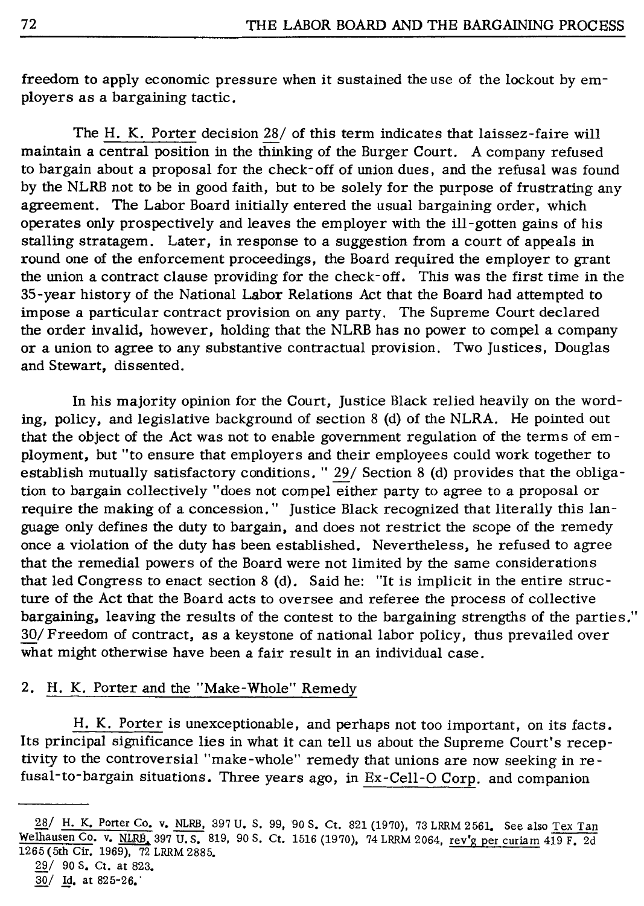freedom to apply economic pressure when it sustained the use of the lockout by employers as a bargaining tactic.

The H. K. Porter decision 28/ of this term indicates that laissez-faire will maintain a central position in the thinking of the Burger Court. A company refused to bargain about a proposal for the check-off of union dues, and the refusal was found by the NLRB not to be in good faith, but to be solely for the purpose of frustrating any agreement. The Labor Board initially entered the usual bargaining order, which operates only prospectively and leaves the employer with the ill-gotten gains of his stalling stratagem. Later, in response to a suggestion from a court of appeals in round one of the enforcement proceedings, the Board required the employer to grant the union a contract clause providing for the check-off. This was the first time in the 35-year history of the National Labor Relations Act that the Board had attempted to impose a particular contract provision on any party. The Supreme Court declared the order invalid, however, holding that the NLRB has no power to compel a company or a union to agree to any substantive contractual provision. Two Justices, Douglas and Stewart, dissented.

In his majority opinion for the Court, Justice Black relied heavily on the wording, policy, and legislative background of section 8 (d) of the NLRA. He pointed out that the object of the Act was not to enable government regulation of the terms of employment, but "to ensure that employers and their employees could work together to establish mutually satisfactory conditions." 29/ Section 8 (d) provides that the obligation to bargain collectively "does not compel either party to agree to a proposal or require the making of a concession." Justice Black recognized that literally this language only defines the duty to bargain, and does not restrict the scope of the remedy once a violation of the duty has been established. Nevertheless, he refused to agree that the remedial powers of the Board were not limited by the same considerations that led Congress to enact section 8 (d). Said he: "It is implicit in the entire structure of the Act that the Board acts to oversee and referee the process of collective bargaining, leaving the results of the contest to the bargaining strengths of the parties." 30/ Freedom of contract, as a keystone of national labor policy, thus prevailed over what might otherwise have been a fair result in an individual case.

## 2. H. K. Porter and the "Make-Whole" Remedy

H. K. Porter is unexceptionable, and perhaps not too important, on its facts. Its principal significance lies in what it can tell us about the Supreme Court's receptivity to the controversial "make-whole" remedy that unions are now seeking in refusal-to-bargain situations. Three years ago, in Ex-Cell-O Corp. and companion

---

28/ H. K. Porter Co. v. NLRB, 397 U. S. 99, 90 S. Ct. 821 (1970), 73 LRRM 2561. See also Tex Tan Welhausen Co. v. NLRB, 397 U. S. 819, 90 S. Ct. 1516 (1970), 74 LRRM 2064, rev'g per curiam 419 F. 2d 1265 (5th Cir. 1969), 72 LRRM 2885.

29/ 90 S. Ct. at 823.

30/ Id. at 825-26.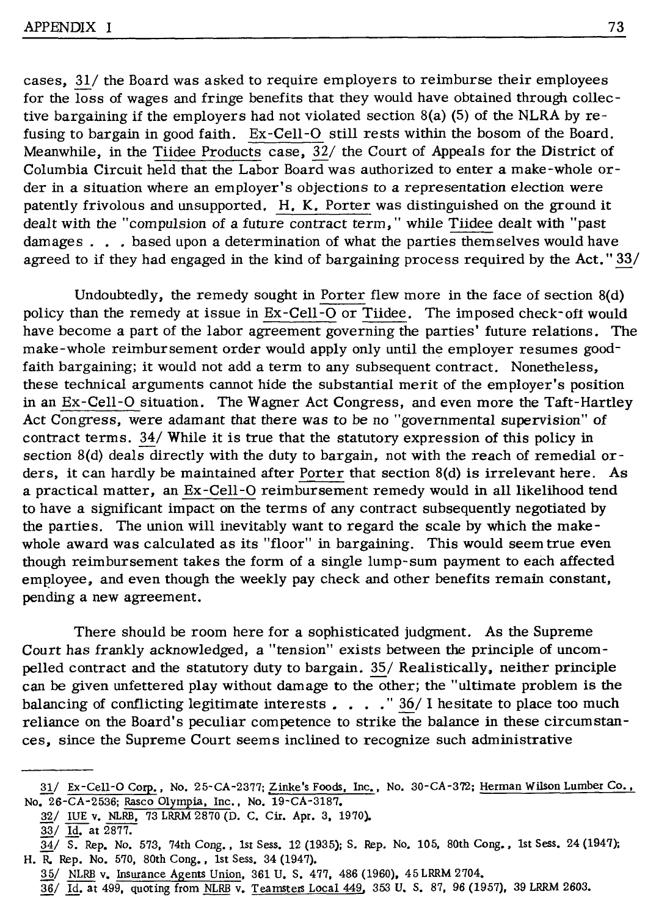cases, 31/ the Board was asked to require employers to reimburse their employees for the loss of wages and fringe benefits that they would have obtained through collective bargaining if the employers had not violated section 8(a) (5) of the NLRA by refusing to bargain in good faith. Ex-Cell-O still rests within the bosom of the Board. Meanwhile, in the Tiidee Products case, 32/ the Court of Appeals for the District of Columbia Circuit held that the Labor Board was authorized to enter a make-whole order in a situation where an employer's objections to a representation election were patently frivolous and unsupported. H. K. Porter was distinguished on the ground it dealt with the "compulsion of a future contract term," while Tiidee dealt with "past damages . . . based upon a determination of what the parties themselves would have agreed to if they had engaged in the kind of bargaining process required by the Act." 33/

Undoubtedly, the remedy sought in Porter flew more in the face of section 8(d) policy than the remedy at issue in Ex-Cell-O or Tiidee. The imposed check-off would have become a part of the labor agreement governing the parties' future relations. The make-whole reimbursement order would apply only until the employer resumes good-faith bargaining; it would not add a term to any subsequent contract. Nonetheless, these technical arguments cannot hide the substantial merit of the employer's position in an Ex-Cell-O situation. The Wagner Act Congress, and even more the Taft-Hartley Act Congress, were adamant that there was to be no "governmental supervision" of contract terms. 34/ While it is true that the statutory expression of this policy in section 8(d) deals directly with the duty to bargain, not with the reach of remedial orders, it can hardly be maintained after Porter that section 8(d) is irrelevant here. As a practical matter, an Ex-Cell-O reimbursement remedy would in all likelihood tend to have a significant impact on the terms of any contract subsequently negotiated by the parties. The union will inevitably want to regard the scale by which the make-whole award was calculated as its "floor" in bargaining. This would seem true even though reimbursement takes the form of a single lump-sum payment to each affected employee, and even though the weekly pay check and other benefits remain constant, pending a new agreement.

There should be room here for a sophisticated judgment. As the Supreme Court has frankly acknowledged, a "tension" exists between the principle of uncompelled contract and the statutory duty to bargain. 35/ Realistically, neither principle can be given unfettered play without damage to the other; the "ultimate problem is the balancing of conflicting legitimate interests . . . ." 36/ I hesitate to place too much reliance on the Board's peculiar competence to strike the balance in these circumstances, since the Supreme Court seems inclined to recognize such administrative

---

31/ Ex-Cell-O Corp., No. 25-CA-2377; Zinke's Foods, Inc., No. 30-CA-372; Herman Wilson Lumber Co., No. 26-CA-2536; Rasco Olympia, Inc., No. 19-CA-3187.

32/ IUE v. NLRB, 73 LRRM 2870 (D. C. Cir. Apr. 3, 1970).

33/ Id. at 2877.

34/ S. Rep. No. 573, 74th Cong., 1st Sess. 12 (1935); S. Rep. No. 105, 80th Cong., 1st Sess. 24 (1947); H. R. Rep. No. 570, 80th Cong., 1st Sess. 34 (1947).

35/ NLRB v. Insurance Agents Union, 361 U. S. 477, 486 (1960), 45 LRRM 2704.

36/ Id. at 499, quoting from NLRB v. Teamsters Local 449, 353 U. S. 87, 96 (1957), 39 LRRM 2603.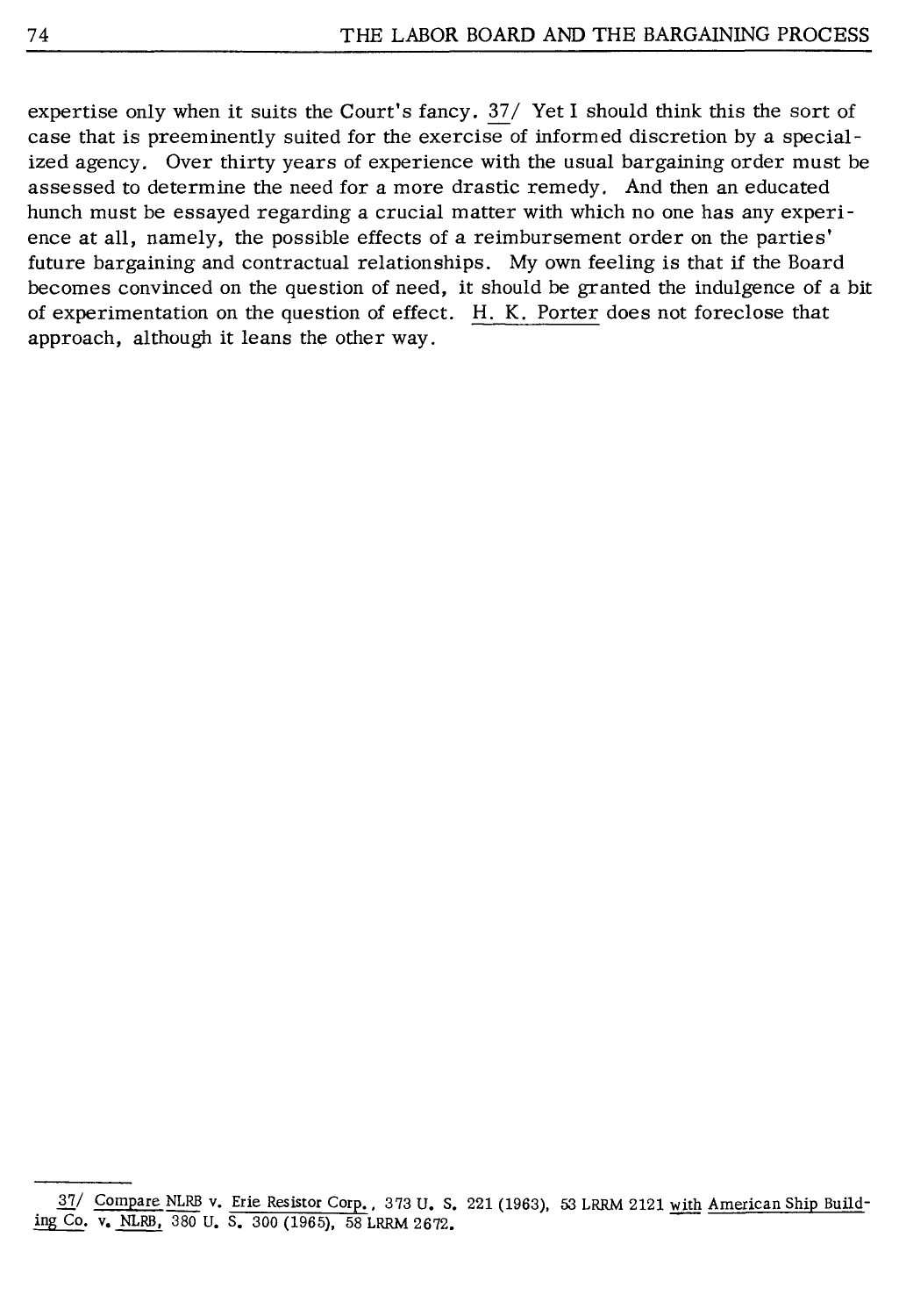expertise only when it suits the Court's fancy. 37/ Yet I should think this the sort of case that is preeminently suited for the exercise of informed discretion by a specialized agency. Over thirty years of experience with the usual bargaining order must be assessed to determine the need for a more drastic remedy. And then an educated hunch must be essayed regarding a crucial matter with which no one has any experience at all, namely, the possible effects of a reimbursement order on the parties' future bargaining and contractual relationships. My own feeling is that if the Board becomes convinced on the question of need, it should be granted the indulgence of a bit of experimentation on the question of effect. H. K. Porter does not foreclose that approach, although it leans the other way.

---

37/ Compare NLRB v. Erie Resistor Corp., 373 U. S. 221 (1963), 53 LRRM 2121 with American Ship Building Co. v. NLRB, 380 U. S. 300 (1965), 58 LRRM 2672.